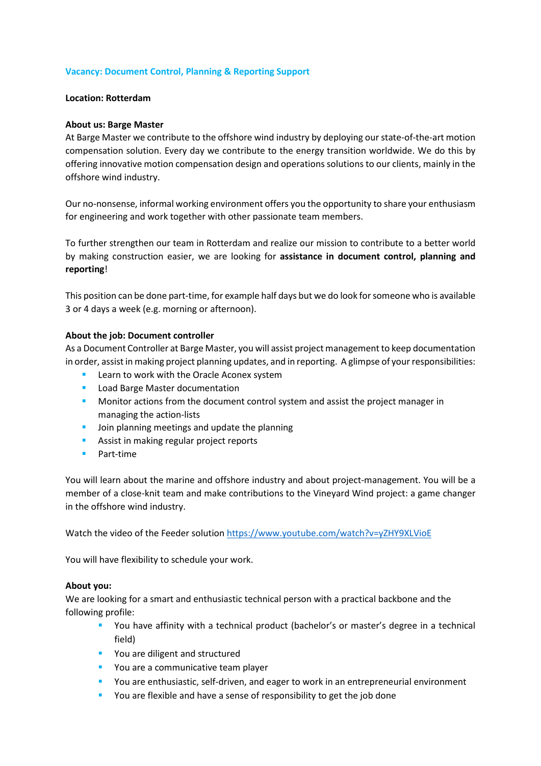## Vacancy: Document Control, Planning & Reporting Support

**Location: Rotterdam**

**About us: Barge Master**

At Barge Master we contribute to the offshore wind industry by deploying our state-of-the-art motion compensation solution. Every day we contribute to the energy transition worldwide. We do this by offering innovative motion compensation design and operations solutions to our clients, mainly in the offshore wind industry.

Our no-nonsense, informal working environment offers you the opportunity to share your enthusiasm for engineering and work together with other passionate team members.

To further strengthen our team in Rotterdam and realize our mission to contribute to a better world by making construction easier, we are looking for **assistance in document control, planning and reporting**!

This position can be done part-time, for example half days but we do look for someone who is available 3 or 4 days a week (e.g. morning or afternoon).

**About the job: Document controller**

As a Document Controller at Barge Master, you will assist project management to keep documentation in order, assist in making project planning updates, and in reporting. A glimpse of your responsibilities:

- Learn to work with the Oracle Aconex system
- Load Barge Master documentation
- Monitor actions from the document control system and assist the project manager in managing the action-lists
- Join planning meetings and update the planning
- Assist in making regular project reports
- Part-time

You will learn about the marine and offshore industry and about project-management. You will be a member of a close-knit team and make contributions to the Vineyard Wind project: a game changer in the offshore wind industry.

Watch the video of the Feeder solution https://www.youtube.com/watch?v=yZHY9XLVioE

You will have flexibility to schedule your work.

**About you:**

We are looking for a smart and enthusiastic technical person with a practical backbone and the following profile:

- You have affinity with a technical product (bachelor's or master's degree in a technical field)
- You are diligent and structured
- You are a communicative team player
- You are enthusiastic, self-driven, and eager to work in an entrepreneurial environment
- You are flexible and have a sense of responsibility to get the job done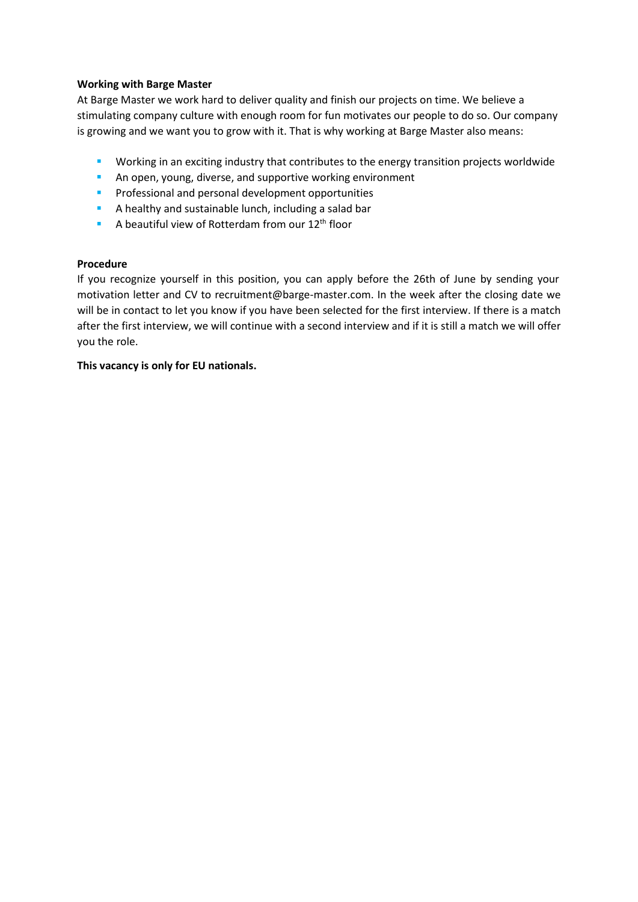**Working with Barge Master**

At Barge Master we work hard to deliver quality and finish our projects on time. We believe a stimulating company culture with enough room for fun motivates our people to do so. Our company is growing and we want you to grow with it. That is why working at Barge Master also means:

- Working in an exciting industry that contributes to the energy transition projects worldwide
- An open, young, diverse, and supportive working environment
- Professional and personal development opportunities
- A healthy and sustainable lunch, including a salad bar
- A beautiful view of Rotterdam from our 12th floor

**Procedure**

If you recognize yourself in this position, you can apply before the 26th of June by sending your motivation letter and CV to recruitment@barge-master.com. In the week after the closing date we will be in contact to let you know if you have been selected for the first interview. If there is a match after the first interview, we will continue with a second interview and if it is still a match we will offer you the role.

**This vacancy is only for EU nationals.**